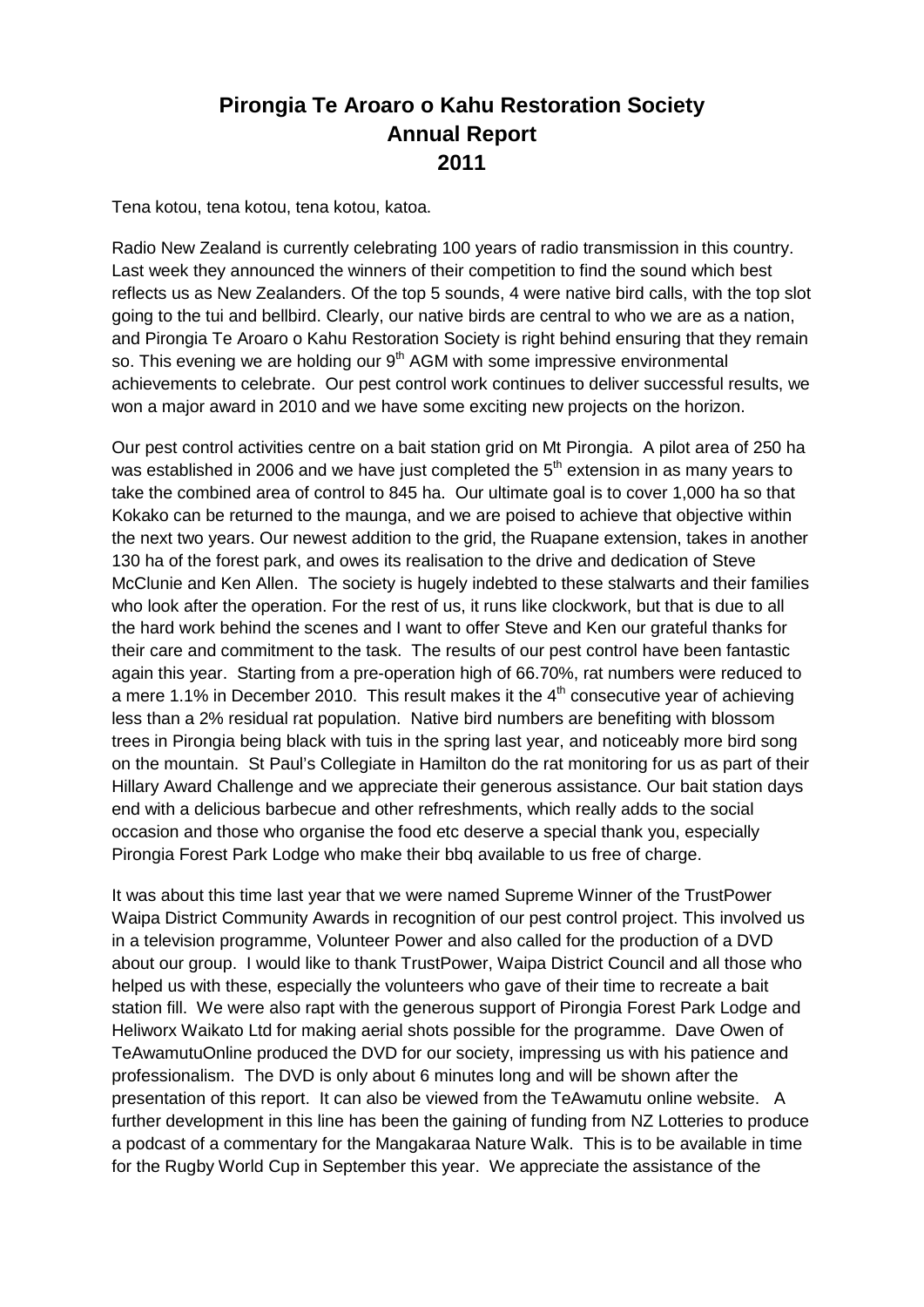# Pirongia Te Aroaro o Kahu Restoration Society Annual Report 2011

Tena kotou, tena kotou, tena kotou, katoa.

Radio New Zealand is currently celebrating 100 years of radio transmission in this country. Last week they announced the winners of their competition to find the sound which best reflects us as New Zealanders. Of the top 5 sounds, 4 were native bird calls, with the top slot going to the tui and bellbird. Clearly, our native birds are central to who we are as a nation, and Pirongia Te Aroaro o Kahu Restoration Society is right behind ensuring that they remain so. This evening we are holding our 9th AGM with some impressive environmental achievements to celebrate. Our pest control work continues to deliver successful results, we won a major award in 2010 and we have some exciting new projects on the horizon.

Our pest control activities centre on a bait station grid on Mt Pirongia. A pilot area of 250 ha was established in 2006 and we have just completed the 5th extension in as many years to take the combined area of control to 845 ha. Our ultimate goal is to cover 1,000 ha so that Kokako can be returned to the maunga, and we are poised to achieve that objective within the next two years. Our newest addition to the grid, the Ruapane extension, takes in another 130 ha of the forest park, and owes its realisation to the drive and dedication of Steve McClunie and Ken Allen. The society is hugely indebted to these stalwarts and their families who look after the operation. For the rest of us, it runs like clockwork, but that is due to all the hard work behind the scenes and I want to offer Steve and Ken our grateful thanks for their care and commitment to the task. The results of our pest control have been fantastic again this year. Starting from a pre-operation high of 66.70%, rat numbers were reduced to a mere 1.1% in December 2010. This result makes it the 4th consecutive year of achieving less than a 2% residual rat population. Native bird numbers are benefiting with blossom trees in Pirongia being black with tuis in the spring last year, and noticeably more bird song on the mountain. St Paul's Collegiate in Hamilton do the rat monitoring for us as part of their Hillary Award Challenge and we appreciate their generous assistance. Our bait station days end with a delicious barbecue and other refreshments, which really adds to the social occasion and those who organise the food etc deserve a special thank you, especially Pirongia Forest Park Lodge who make their bbq available to us free of charge.

It was about this time last year that we were named Supreme Winner of the TrustPower Waipa District Community Awards in recognition of our pest control project. This involved us in a television programme, Volunteer Power and also called for the production of a DVD about our group. I would like to thank TrustPower, Waipa District Council and all those who helped us with these, especially the volunteers who gave of their time to recreate a bait station fill. We were also rapt with the generous support of Pirongia Forest Park Lodge and Heliworx Waikato Ltd for making aerial shots possible for the programme. Dave Owen of TeAwamutuOnline produced the DVD for our society, impressing us with his patience and professionalism. The DVD is only about 6 minutes long and will be shown after the presentation of this report. It can also be viewed from the TeAwamutu online website. A further development in this line has been the gaining of funding from NZ Lotteries to produce a podcast of a commentary for the Mangakaraa Nature Walk. This is to be available in time for the Rugby World Cup in September this year. We appreciate the assistance of the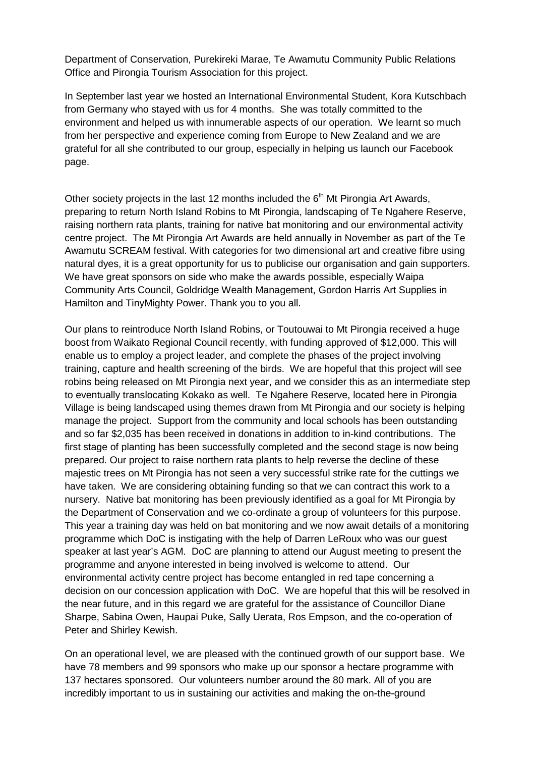Department of Conservation, Purekireki Marae, Te Awamutu Community Public Relations Office and Pirongia Tourism Association for this project.

In September last year we hosted an International Environmental Student, Kora Kutschbach from Germany who stayed with us for 4 months. She was totally committed to the environment and helped us with innumerable aspects of our operation. We learnt so much from her perspective and experience coming from Europe to New Zealand and we are grateful for all she contributed to our group, especially in helping us launch our Facebook page.

Other society projects in the last 12 months included the 6th Mt Pirongia Art Awards, preparing to return North Island Robins to Mt Pirongia, landscaping of Te Ngahere Reserve, raising northern rata plants, training for native bat monitoring and our environmental activity centre project. The Mt Pirongia Art Awards are held annually in November as part of the Te Awamutu SCREAM festival. With categories for two dimensional art and creative fibre using natural dyes, it is a great opportunity for us to publicise our organisation and gain supporters. We have great sponsors on side who make the awards possible, especially Waipa Community Arts Council, Goldridge Wealth Management, Gordon Harris Art Supplies in Hamilton and TinyMighty Power. Thank you to you all.

Our plans to reintroduce North Island Robins, or Toutouwai to Mt Pirongia received a huge boost from Waikato Regional Council recently, with funding approved of $12,000. This will enable us to employ a project leader, and complete the phases of the project involving training, capture and health screening of the birds. We are hopeful that this project will see robins being released on Mt Pirongia next year, and we consider this as an intermediate step to eventually translocating Kokako as well. Te Ngahere Reserve, located here in Pirongia Village is being landscaped using themes drawn from Mt Pirongia and our society is helping manage the project. Support from the community and local schools has been outstanding and so far $2,035 has been received in donations in addition to in-kind contributions. The first stage of planting has been successfully completed and the second stage is now being prepared. Our project to raise northern rata plants to help reverse the decline of these majestic trees on Mt Pirongia has not seen a very successful strike rate for the cuttings we have taken. We are considering obtaining funding so that we can contract this work to a nursery. Native bat monitoring has been previously identified as a goal for Mt Pirongia by the Department of Conservation and we co-ordinate a group of volunteers for this purpose. This year a training day was held on bat monitoring and we now await details of a monitoring programme which DoC is instigating with the help of Darren LeRoux who was our guest speaker at last year's AGM. DoC are planning to attend our August meeting to present the programme and anyone interested in being involved is welcome to attend. Our environmental activity centre project has become entangled in red tape concerning a decision on our concession application with DoC. We are hopeful that this will be resolved in the near future, and in this regard we are grateful for the assistance of Councillor Diane Sharpe, Sabina Owen, Haupai Puke, Sally Uerata, Ros Empson, and the co-operation of Peter and Shirley Kewish.

On an operational level, we are pleased with the continued growth of our support base. We have 78 members and 99 sponsors who make up our sponsor a hectare programme with 137 hectares sponsored. Our volunteers number around the 80 mark. All of you are incredibly important to us in sustaining our activities and making the on-the-ground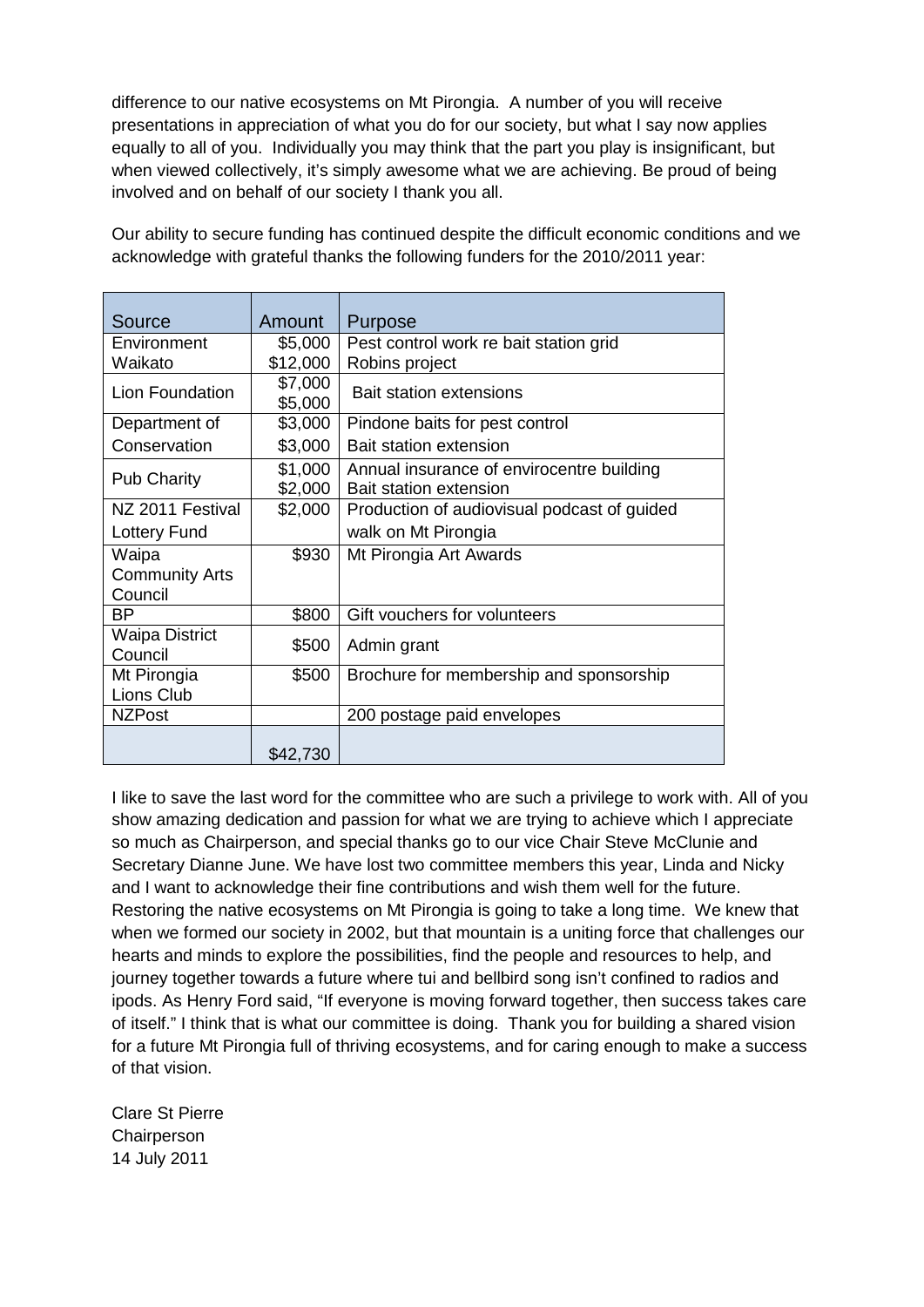difference to our native ecosystems on Mt Pirongia. A number of you will receive presentations in appreciation of what you do for our society, but what I say now applies equally to all of you. Individually you may think that the part you play is insignificant, but when viewed collectively, it's simply awesome what we are achieving. Be proud of being involved and on behalf of our society I thank you all.

Our ability to secure funding has continued despite the difficult economic conditions and we acknowledge with grateful thanks the following funders for the 2010/2011 year:

| Source | Amount | Purpose |
|---|---|---|
| Environment Waikato | \$5,000<br>\$12,000 | Pest control work re bait station grid<br>Robins project |
| Lion Foundation | \$7,000<br>\$5,000 | Bait station extensions |
| Department of Conservation | \$3,000<br>\$3,000 | Pindone baits for pest control<br>Bait station extension |
| Pub Charity | \$1,000<br>\$2,000 | Annual insurance of envirocentre building<br>Bait station extension |
| NZ 2011 Festival Lottery Fund | \$2,000 | Production of audiovisual podcast of guided walk on Mt Pirongia |
| Waipa Community Arts Council | \$930 | Mt Pirongia Art Awards |
| BP | \$800 | Gift vouchers for volunteers |
| Waipa District Council | \$500 | Admin grant |
| Mt Pirongia Lions Club | \$500 | Brochure for membership and sponsorship |
| NZPost | | 200 postage paid envelopes |
| | \$42,730 | |

I like to save the last word for the committee who are such a privilege to work with. All of you show amazing dedication and passion for what we are trying to achieve which I appreciate so much as Chairperson, and special thanks go to our vice Chair Steve McClunie and Secretary Dianne June. We have lost two committee members this year, Linda and Nicky and I want to acknowledge their fine contributions and wish them well for the future. Restoring the native ecosystems on Mt Pirongia is going to take a long time. We knew that when we formed our society in 2002, but that mountain is a uniting force that challenges our hearts and minds to explore the possibilities, find the people and resources to help, and journey together towards a future where tui and bellbird song isn't confined to radios and ipods. As Henry Ford said, "If everyone is moving forward together, then success takes care of itself." I think that is what our committee is doing. Thank you for building a shared vision for a future Mt Pirongia full of thriving ecosystems, and for caring enough to make a success of that vision.

Clare St Pierre
Chairperson
14 July 2011